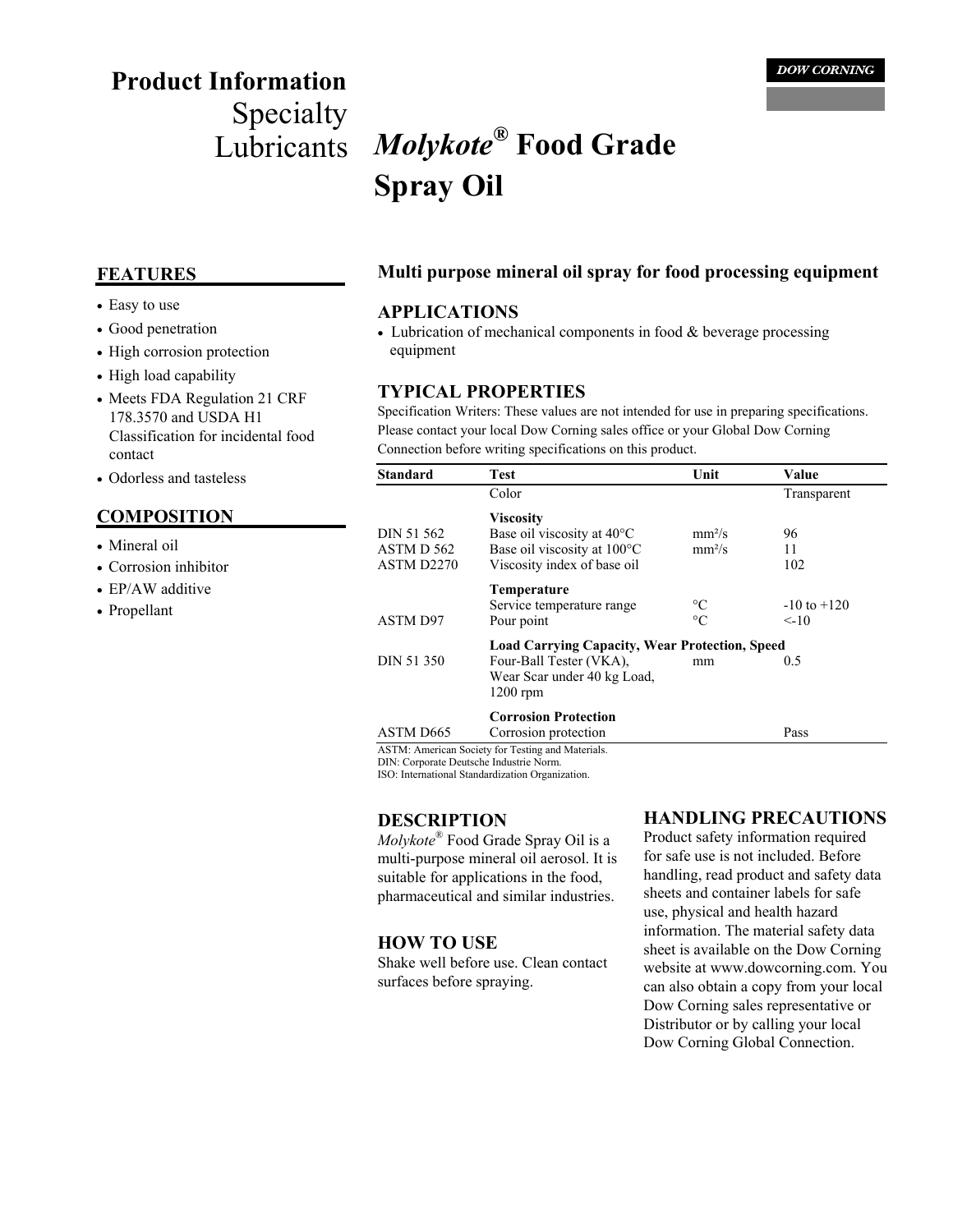# Product Information

## Specialty Lubricants

# *Molykote*® Food Grade Spray Oil

**Multi purpose mineral oil spray for food processing equipment**

## FEATURES

- Easy to use
- Good penetration
- High corrosion protection
- High load capability
- Meets FDA Regulation 21 CRF 178.3570 and USDA H1 Classification for incidental food contact
- Odorless and tasteless

## COMPOSITION

- Mineral oil
- Corrosion inhibitor
- EP/AW additive
- Propellant

## APPLICATIONS

- Lubrication of mechanical components in food & beverage processing equipment

## TYPICAL PROPERTIES

Specification Writers: These values are not intended for use in preparing specifications. Please contact your local Dow Corning sales office or your Global Dow Corning Connection before writing specifications on this product.

| Standard | Test | Unit | Value |
|---|---|---|---|
| | Color | | Transparent |
| | **Viscosity** | | |
| DIN 51 562 | Base oil viscosity at 40°C | mm²/s | 96 |
| ASTM D 562 | Base oil viscosity at 100°C | mm²/s | 11 |
| ASTM D2270 | Viscosity index of base oil | | 102 |
| | **Temperature** | | |
| | Service temperature range | °C | -10 to +120 |
| ASTM D97 | Pour point | °C | <-10 |
| | **Load Carrying Capacity, Wear Protection, Speed** | | |
| DIN 51 350 | Four-Ball Tester (VKA), Wear Scar under 40 kg Load, 1200 rpm | mm | 0.5 |
| | **Corrosion Protection** | | |
| ASTM D665 | Corrosion protection | | Pass |

ASTM: American Society for Testing and Materials.
DIN: Corporate Deutsche Industrie Norm.
ISO: International Standardization Organization.

## DESCRIPTION

*Molykote*® Food Grade Spray Oil is a multi-purpose mineral oil aerosol. It is suitable for applications in the food, pharmaceutical and similar industries.

## HOW TO USE

Shake well before use. Clean contact surfaces before spraying.

## HANDLING PRECAUTIONS

Product safety information required for safe use is not included. Before handling, read product and safety data sheets and container labels for safe use, physical and health hazard information. The material safety data sheet is available on the Dow Corning website at www.dowcorning.com. You can also obtain a copy from your local Dow Corning sales representative or Distributor or by calling your local Dow Corning Global Connection.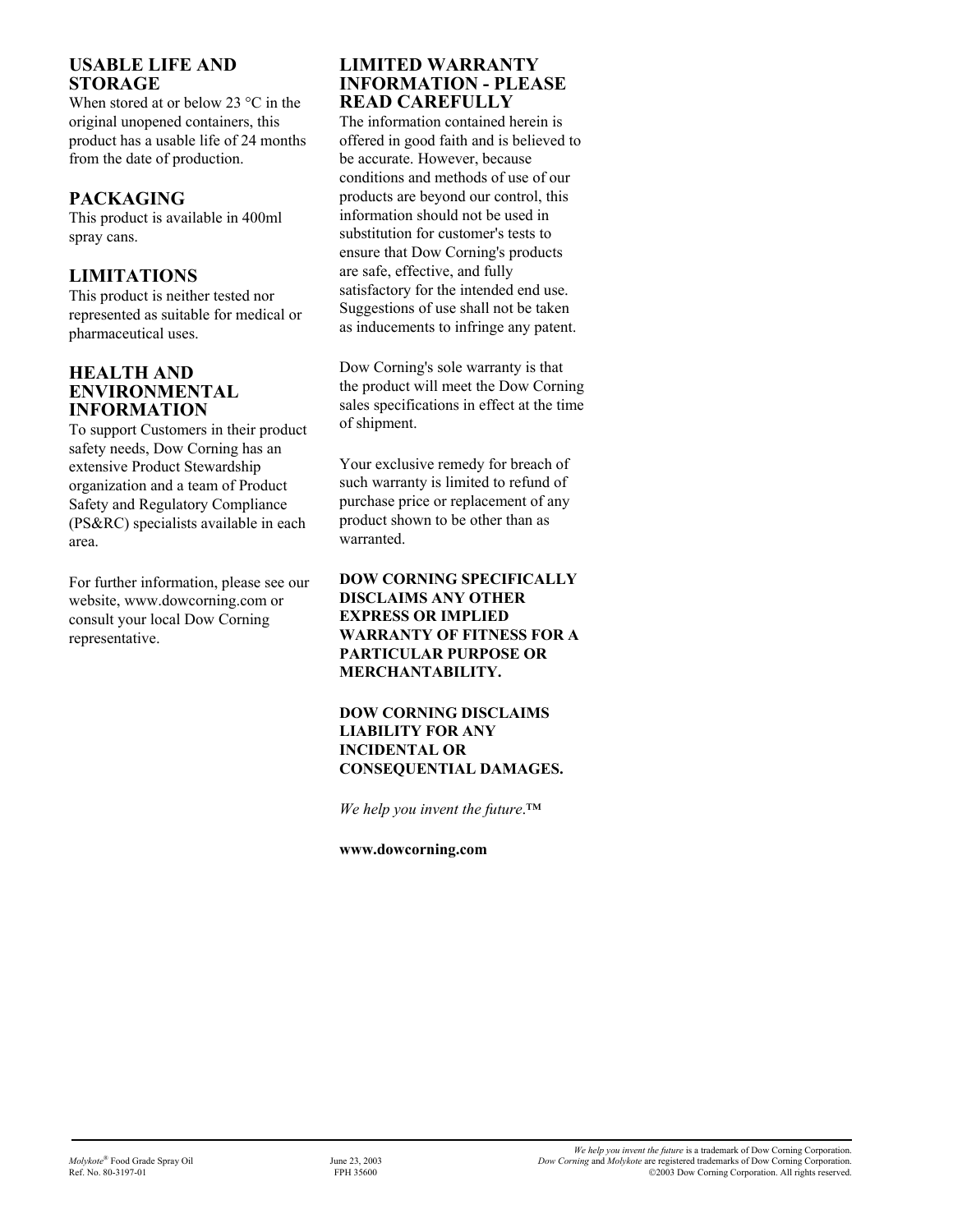## USABLE LIFE AND STORAGE

When stored at or below 23 °C in the original unopened containers, this product has a usable life of 24 months from the date of production.

## PACKAGING

This product is available in 400ml spray cans.

## LIMITATIONS

This product is neither tested nor represented as suitable for medical or pharmaceutical uses.

## HEALTH AND ENVIRONMENTAL INFORMATION

To support Customers in their product safety needs, Dow Corning has an extensive Product Stewardship organization and a team of Product Safety and Regulatory Compliance (PS&RC) specialists available in each area.

For further information, please see our website, www.dowcorning.com or consult your local Dow Corning representative.

## LIMITED WARRANTY INFORMATION - PLEASE READ CAREFULLY

The information contained herein is offered in good faith and is believed to be accurate. However, because conditions and methods of use of our products are beyond our control, this information should not be used in substitution for customer's tests to ensure that Dow Corning's products are safe, effective, and fully satisfactory for the intended end use. Suggestions of use shall not be taken as inducements to infringe any patent.

Dow Corning's sole warranty is that the product will meet the Dow Corning sales specifications in effect at the time of shipment.

Your exclusive remedy for breach of such warranty is limited to refund of purchase price or replacement of any product shown to be other than as warranted.

**DOW CORNING SPECIFICALLY DISCLAIMS ANY OTHER EXPRESS OR IMPLIED WARRANTY OF FITNESS FOR A PARTICULAR PURPOSE OR MERCHANTABILITY.**

**DOW CORNING DISCLAIMS LIABILITY FOR ANY INCIDENTAL OR CONSEQUENTIAL DAMAGES.**

*We help you invent the future*.™

**www.dowcorning.com**

*Molykote*® Food Grade Spray Oil
Ref. No. 80-3197-01

June 23, 2003
FPH 35600

*We help you invent the future* is a trademark of Dow Corning Corporation.
*Dow Corning* and *Molykote* are registered trademarks of Dow Corning Corporation.
©2003 Dow Corning Corporation. All rights reserved.